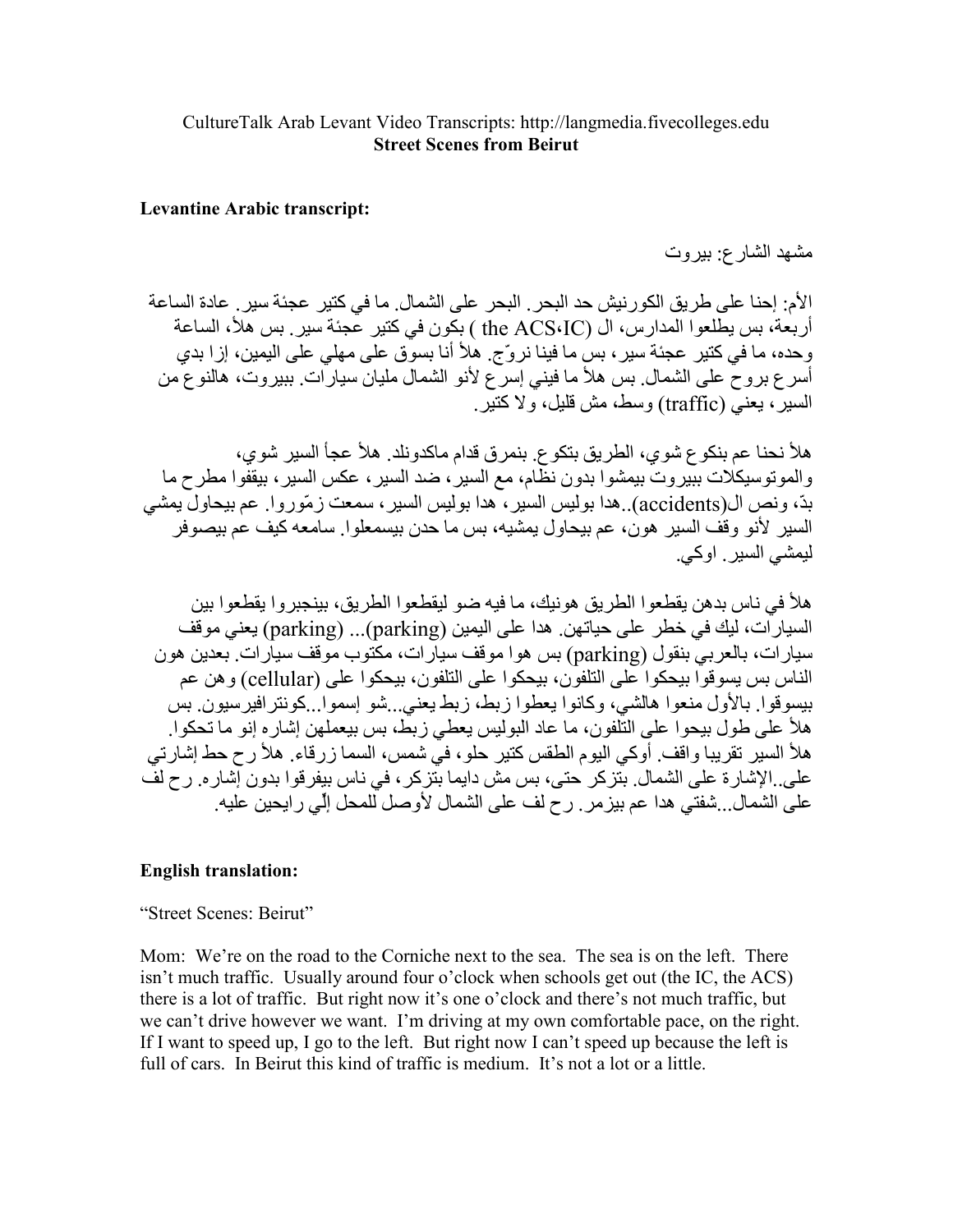CultureTalk Arab Levant Video Transcripts: http://langmedia.fivecolleges.edu
**Street Scenes from Beirut**

**Levantine Arabic transcript:**

مشهد الشارع: بيروت

الأم: إحنا على طريق الكورنيش حد البحر. البحر على الشمال. ما في كتير عجئة سير. عادة الساعة أربعة، بس يطلعوا المدارس، ال (the ACS،IC ) بكون في كتير عجئة سير. بس هلأ، الساعة وحده، ما في كتير عجئة سير، بس ما فينا نروّج. هلأ أنا بسوق على مهلي على اليمين، إزا بدي أسرع بروح على الشمال. بس هلأ ما فيني إسرع لأنو الشمال مليان سيارات. ببيروت، هالنوع من السير، يعني (traffic) وسط، مش قليل، ولا كتير.

هلأ نحنا عم بنكوع شوي، الطريق بتكوع. بنمرق قدام ماكدونلد. هلأ عجأ السير شوي، والموتوسيكلات ببيروت بيمشوا بدون نظام، مع السير، ضد السير، عكس السير، بيقفوا مطرح ما بدّ، ونص ال(accidents)..هدا بوليس السير، هدا بوليس السير، سمعت زمّوروا. عم بيحاول يمشي السير لأنو وقف السير هون، عم بيحاول يمشيه، بس ما حدن بيسمعلوا. سامعه كيف عم بيصوفر ليمشي السير. اوكي.

هلأ في ناس بدهن يقطعوا الطريق هونيك، ما فيه ضو ليقطعوا الطريق، بينجبروا يقطعوا بين السيارات، ليك في خطر على حياتهن. هدا على اليمين (parking)... (parking) يعني موقف سيارات، بالعربي بنقول (parking) بس هوا موقف سيارات، مكتوب موقف سيارات. بعدين هون الناس بس يسوقوا بيحكوا على التلفون، بيحكوا على التلفون، بيحكوا على (cellular) وهن عم بيسوقوا. بالأول منعوا هالشي، وكانوا يعطوا زبط، زبط يعني...شو إسموا...كونترافيرسيون. بس هلأ على طول بيحوا على التلفون، ما عاد البوليس يعطي زبط، بس بيعملهن إشاره إنو ما تحكوا. هلأ السير تقريبا واقف. أوكي اليوم الطقس كتير حلو، في شمس، السما زرقاء. هلأ رح حط إشارتي على..الإشارة على الشمال. بتزكر حتى، بس مش دايما بتزكر، في ناس بيفرقوا بدون إشاره. رح لف على الشمال...شفتي هدا عم بيزمر. رح لف على الشمال لأوصل للمحل إلّي رايحين عليه.

**English translation:**

"Street Scenes: Beirut"

Mom: We're on the road to the Corniche next to the sea. The sea is on the left. There isn't much traffic. Usually around four o'clock when schools get out (the IC, the ACS) there is a lot of traffic. But right now it's one o'clock and there's not much traffic, but we can't drive however we want. I'm driving at my own comfortable pace, on the right. If I want to speed up, I go to the left. But right now I can't speed up because the left is full of cars. In Beirut this kind of traffic is medium. It's not a lot or a little.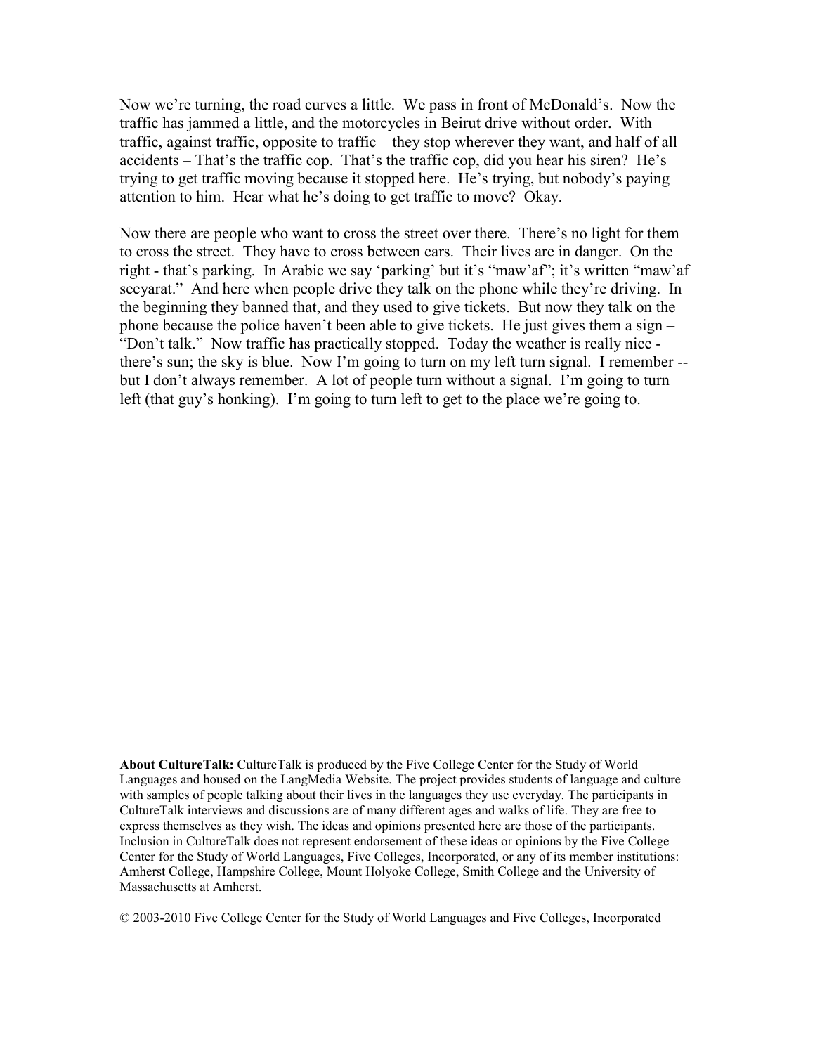Now we're turning, the road curves a little. We pass in front of McDonald's. Now the traffic has jammed a little, and the motorcycles in Beirut drive without order. With traffic, against traffic, opposite to traffic – they stop wherever they want, and half of all accidents – That's the traffic cop. That's the traffic cop, did you hear his siren? He's trying to get traffic moving because it stopped here. He's trying, but nobody's paying attention to him. Hear what he's doing to get traffic to move? Okay.

Now there are people who want to cross the street over there. There's no light for them to cross the street. They have to cross between cars. Their lives are in danger. On the right - that's parking. In Arabic we say 'parking' but it's "maw'af"; it's written "maw'af seeyarat." And here when people drive they talk on the phone while they're driving. In the beginning they banned that, and they used to give tickets. But now they talk on the phone because the police haven't been able to give tickets. He just gives them a sign – "Don't talk." Now traffic has practically stopped. Today the weather is really nice - there's sun; the sky is blue. Now I'm going to turn on my left turn signal. I remember -- but I don't always remember. A lot of people turn without a signal. I'm going to turn left (that guy's honking). I'm going to turn left to get to the place we're going to.

**About CultureTalk:** CultureTalk is produced by the Five College Center for the Study of World Languages and housed on the LangMedia Website. The project provides students of language and culture with samples of people talking about their lives in the languages they use everyday. The participants in CultureTalk interviews and discussions are of many different ages and walks of life. They are free to express themselves as they wish. The ideas and opinions presented here are those of the participants. Inclusion in CultureTalk does not represent endorsement of these ideas or opinions by the Five College Center for the Study of World Languages, Five Colleges, Incorporated, or any of its member institutions: Amherst College, Hampshire College, Mount Holyoke College, Smith College and the University of Massachusetts at Amherst.

© 2003-2010 Five College Center for the Study of World Languages and Five Colleges, Incorporated